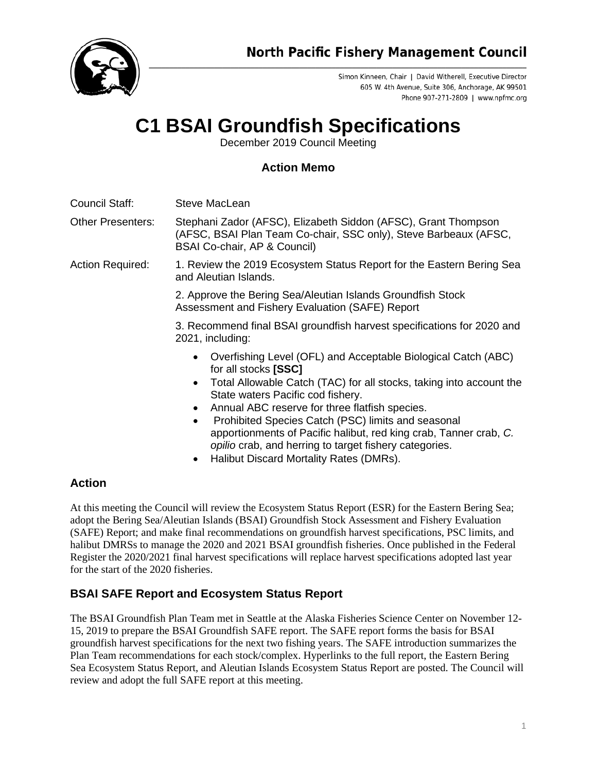# North Pacific Fishery Management Council

Simon Kinneen, Chair | David Witherell, Executive Director
605 W. 4th Avenue, Suite 306, Anchorage, AK 99501
Phone 907-271-2809 | www.npfmc.org

# C1 BSAI Groundfish Specifications

December 2019 Council Meeting

### Action Memo

Council Staff: Steve MacLean

Other Presenters: Stephani Zador (AFSC), Elizabeth Siddon (AFSC), Grant Thompson (AFSC, BSAI Plan Team Co-chair, SSC only), Steve Barbeaux (AFSC, BSAI Co-chair, AP & Council)

Action Required:

1. Review the 2019 Ecosystem Status Report for the Eastern Bering Sea and Aleutian Islands.
2. Approve the Bering Sea/Aleutian Islands Groundfish Stock Assessment and Fishery Evaluation (SAFE) Report
3. Recommend final BSAI groundfish harvest specifications for 2020 and 2021, including:
   - Overfishing Level (OFL) and Acceptable Biological Catch (ABC) for all stocks **[SSC]**
   - Total Allowable Catch (TAC) for all stocks, taking into account the State waters Pacific cod fishery.
   - Annual ABC reserve for three flatfish species.
   - Prohibited Species Catch (PSC) limits and seasonal apportionments of Pacific halibut, red king crab, Tanner crab, *C. opilio* crab, and herring to target fishery categories.
   - Halibut Discard Mortality Rates (DMRs).

## Action

At this meeting the Council will review the Ecosystem Status Report (ESR) for the Eastern Bering Sea; adopt the Bering Sea/Aleutian Islands (BSAI) Groundfish Stock Assessment and Fishery Evaluation (SAFE) Report; and make final recommendations on groundfish harvest specifications, PSC limits, and halibut DMRSs to manage the 2020 and 2021 BSAI groundfish fisheries. Once published in the Federal Register the 2020/2021 final harvest specifications will replace harvest specifications adopted last year for the start of the 2020 fisheries.

## BSAI SAFE Report and Ecosystem Status Report

The BSAI Groundfish Plan Team met in Seattle at the Alaska Fisheries Science Center on November 12-15, 2019 to prepare the BSAI Groundfish SAFE report. The SAFE report forms the basis for BSAI groundfish harvest specifications for the next two fishing years. The SAFE introduction summarizes the Plan Team recommendations for each stock/complex. Hyperlinks to the full report, the Eastern Bering Sea Ecosystem Status Report, and Aleutian Islands Ecosystem Status Report are posted. The Council will review and adopt the full SAFE report at this meeting.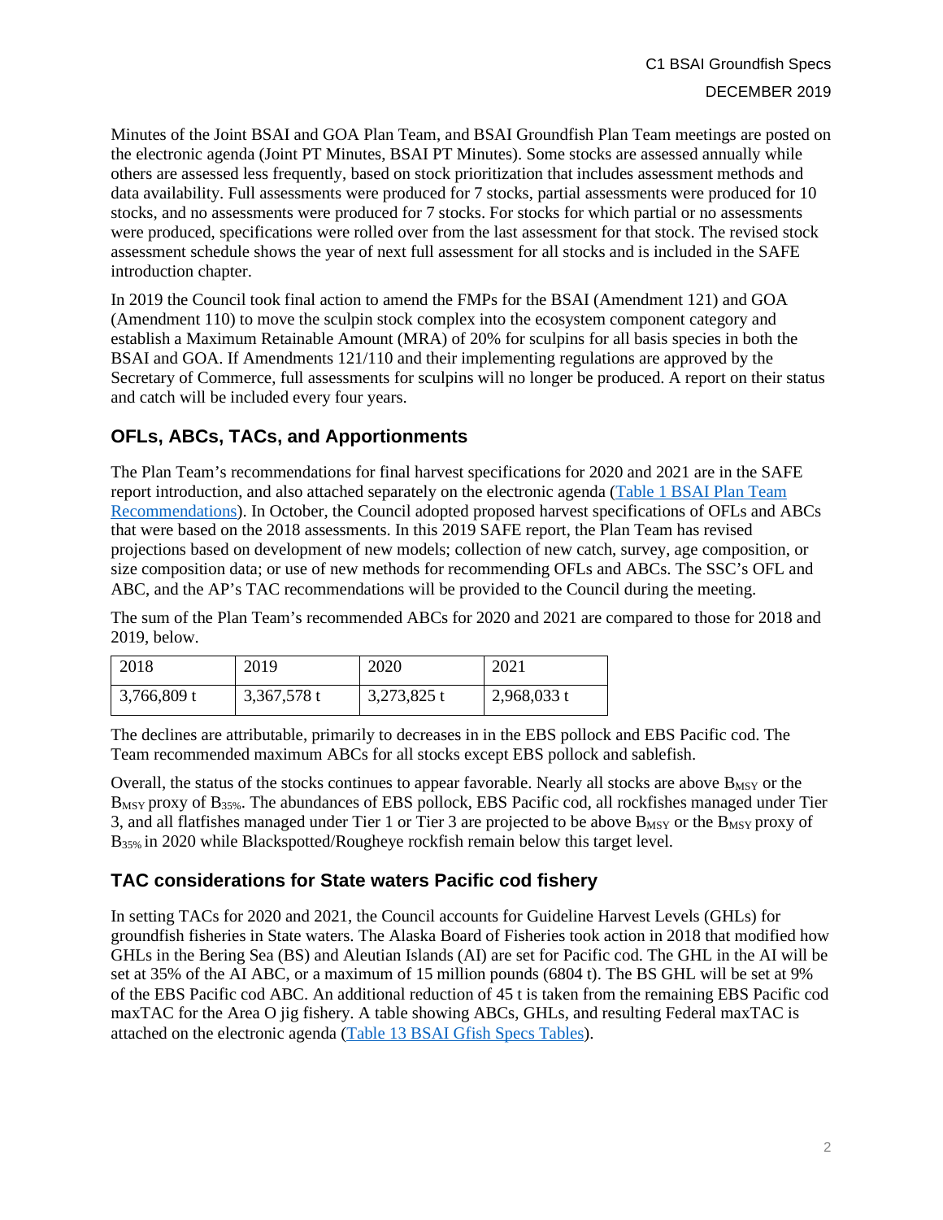Minutes of the Joint BSAI and GOA Plan Team, and BSAI Groundfish Plan Team meetings are posted on the electronic agenda (Joint PT Minutes, BSAI PT Minutes). Some stocks are assessed annually while others are assessed less frequently, based on stock prioritization that includes assessment methods and data availability. Full assessments were produced for 7 stocks, partial assessments were produced for 10 stocks, and no assessments were produced for 7 stocks. For stocks for which partial or no assessments were produced, specifications were rolled over from the last assessment for that stock. The revised stock assessment schedule shows the year of next full assessment for all stocks and is included in the SAFE introduction chapter.

In 2019 the Council took final action to amend the FMPs for the BSAI (Amendment 121) and GOA (Amendment 110) to move the sculpin stock complex into the ecosystem component category and establish a Maximum Retainable Amount (MRA) of 20% for sculpins for all basis species in both the BSAI and GOA. If Amendments 121/110 and their implementing regulations are approved by the Secretary of Commerce, full assessments for sculpins will no longer be produced. A report on their status and catch will be included every four years.

## OFLs, ABCs, TACs, and Apportionments

The Plan Team's recommendations for final harvest specifications for 2020 and 2021 are in the SAFE report introduction, and also attached separately on the electronic agenda (Table 1 BSAI Plan Team Recommendations). In October, the Council adopted proposed harvest specifications of OFLs and ABCs that were based on the 2018 assessments. In this 2019 SAFE report, the Plan Team has revised projections based on development of new models; collection of new catch, survey, age composition, or size composition data; or use of new methods for recommending OFLs and ABCs. The SSC's OFL and ABC, and the AP's TAC recommendations will be provided to the Council during the meeting.

The sum of the Plan Team's recommended ABCs for 2020 and 2021 are compared to those for 2018 and 2019, below.

| 2018 | 2019 | 2020 | 2021 |
|---|---|---|---|
| 3,766,809 t | 3,367,578 t | 3,273,825 t | 2,968,033 t |

The declines are attributable, primarily to decreases in in the EBS pollock and EBS Pacific cod. The Team recommended maximum ABCs for all stocks except EBS pollock and sablefish.

Overall, the status of the stocks continues to appear favorable. Nearly all stocks are above $B_{MSY}$ or the $B_{MSY}$ proxy of $B_{35\%}$. The abundances of EBS pollock, EBS Pacific cod, all rockfishes managed under Tier 3, and all flatfishes managed under Tier 1 or Tier 3 are projected to be above $B_{MSY}$ or the $B_{MSY}$ proxy of $B_{35\%}$ in 2020 while Blackspotted/Rougheye rockfish remain below this target level.

## TAC considerations for State waters Pacific cod fishery

In setting TACs for 2020 and 2021, the Council accounts for Guideline Harvest Levels (GHLs) for groundfish fisheries in State waters. The Alaska Board of Fisheries took action in 2018 that modified how GHLs in the Bering Sea (BS) and Aleutian Islands (AI) are set for Pacific cod. The GHL in the AI will be set at 35% of the AI ABC, or a maximum of 15 million pounds (6804 t). The BS GHL will be set at 9% of the EBS Pacific cod ABC. An additional reduction of 45 t is taken from the remaining EBS Pacific cod maxTAC for the Area O jig fishery. A table showing ABCs, GHLs, and resulting Federal maxTAC is attached on the electronic agenda (Table 13 BSAI Gfish Specs Tables).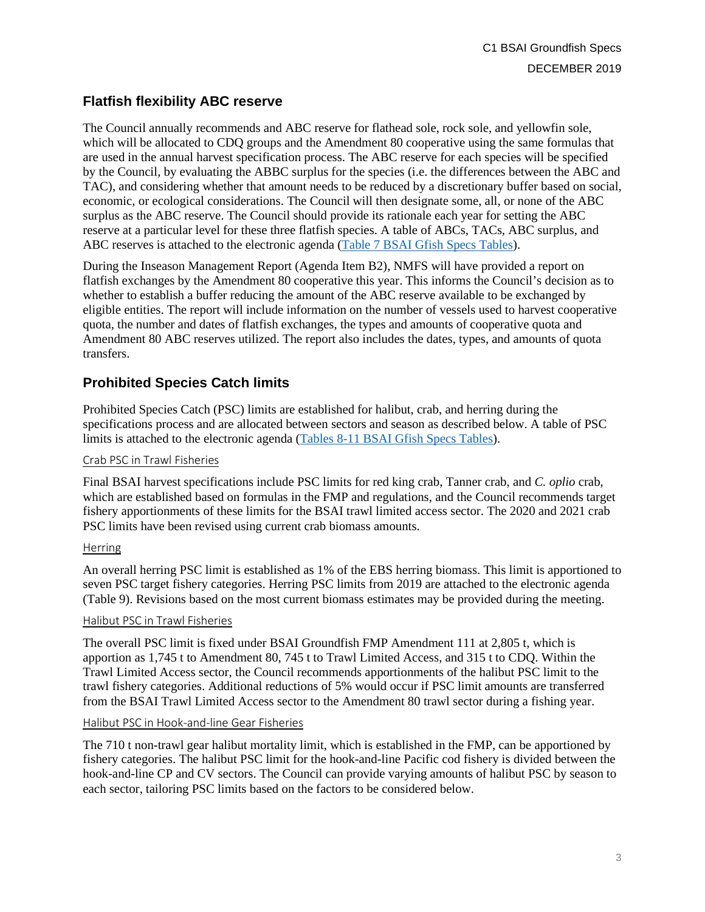## Flatfish flexibility ABC reserve

The Council annually recommends and ABC reserve for flathead sole, rock sole, and yellowfin sole, which will be allocated to CDQ groups and the Amendment 80 cooperative using the same formulas that are used in the annual harvest specification process. The ABC reserve for each species will be specified by the Council, by evaluating the ABBC surplus for the species (i.e. the differences between the ABC and TAC), and considering whether that amount needs to be reduced by a discretionary buffer based on social, economic, or ecological considerations. The Council will then designate some, all, or none of the ABC surplus as the ABC reserve. The Council should provide its rationale each year for setting the ABC reserve at a particular level for these three flatfish species. A table of ABCs, TACs, ABC surplus, and ABC reserves is attached to the electronic agenda (Table 7 BSAI Gfish Specs Tables).

During the Inseason Management Report (Agenda Item B2), NMFS will have provided a report on flatfish exchanges by the Amendment 80 cooperative this year. This informs the Council's decision as to whether to establish a buffer reducing the amount of the ABC reserve available to be exchanged by eligible entities. The report will include information on the number of vessels used to harvest cooperative quota, the number and dates of flatfish exchanges, the types and amounts of cooperative quota and Amendment 80 ABC reserves utilized. The report also includes the dates, types, and amounts of quota transfers.

## Prohibited Species Catch limits

Prohibited Species Catch (PSC) limits are established for halibut, crab, and herring during the specifications process and are allocated between sectors and season as described below. A table of PSC limits is attached to the electronic agenda (Tables 8-11 BSAI Gfish Specs Tables).

### Crab PSC in Trawl Fisheries

Final BSAI harvest specifications include PSC limits for red king crab, Tanner crab, and *C. oplio* crab, which are established based on formulas in the FMP and regulations, and the Council recommends target fishery apportionments of these limits for the BSAI trawl limited access sector. The 2020 and 2021 crab PSC limits have been revised using current crab biomass amounts.

### Herring

An overall herring PSC limit is established as 1% of the EBS herring biomass. This limit is apportioned to seven PSC target fishery categories. Herring PSC limits from 2019 are attached to the electronic agenda (Table 9). Revisions based on the most current biomass estimates may be provided during the meeting.

### Halibut PSC in Trawl Fisheries

The overall PSC limit is fixed under BSAI Groundfish FMP Amendment 111 at 2,805 t, which is apportion as 1,745 t to Amendment 80, 745 t to Trawl Limited Access, and 315 t to CDQ. Within the Trawl Limited Access sector, the Council recommends apportionments of the halibut PSC limit to the trawl fishery categories. Additional reductions of 5% would occur if PSC limit amounts are transferred from the BSAI Trawl Limited Access sector to the Amendment 80 trawl sector during a fishing year.

### Halibut PSC in Hook-and-line Gear Fisheries

The 710 t non-trawl gear halibut mortality limit, which is established in the FMP, can be apportioned by fishery categories. The halibut PSC limit for the hook-and-line Pacific cod fishery is divided between the hook-and-line CP and CV sectors. The Council can provide varying amounts of halibut PSC by season to each sector, tailoring PSC limits based on the factors to be considered below.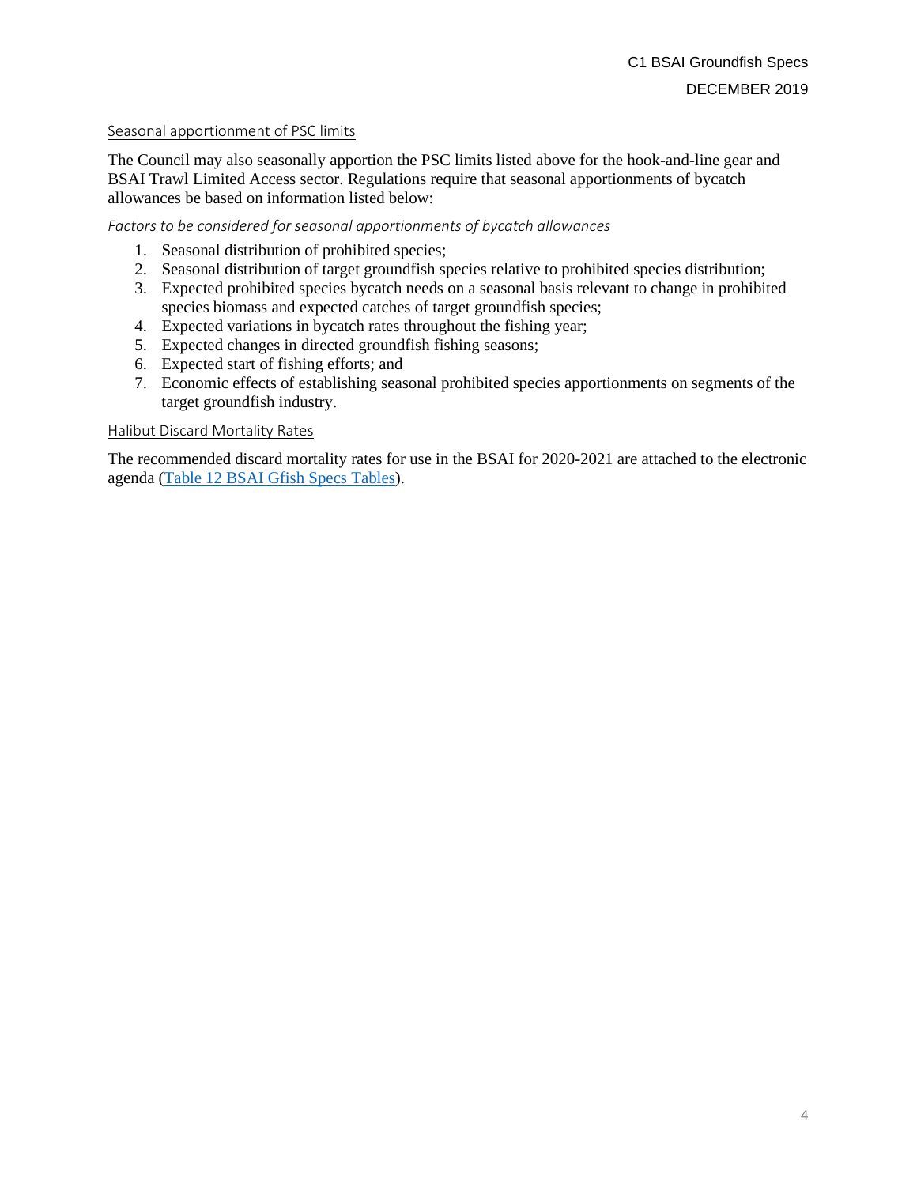### Seasonal apportionment of PSC limits

The Council may also seasonally apportion the PSC limits listed above for the hook-and-line gear and BSAI Trawl Limited Access sector. Regulations require that seasonal apportionments of bycatch allowances be based on information listed below:

*Factors to be considered for seasonal apportionments of bycatch allowances*

1. Seasonal distribution of prohibited species;
2. Seasonal distribution of target groundfish species relative to prohibited species distribution;
3. Expected prohibited species bycatch needs on a seasonal basis relevant to change in prohibited species biomass and expected catches of target groundfish species;
4. Expected variations in bycatch rates throughout the fishing year;
5. Expected changes in directed groundfish fishing seasons;
6. Expected start of fishing efforts; and
7. Economic effects of establishing seasonal prohibited species apportionments on segments of the target groundfish industry.

### Halibut Discard Mortality Rates

The recommended discard mortality rates for use in the BSAI for 2020-2021 are attached to the electronic agenda (Table 12 BSAI Gfish Specs Tables).